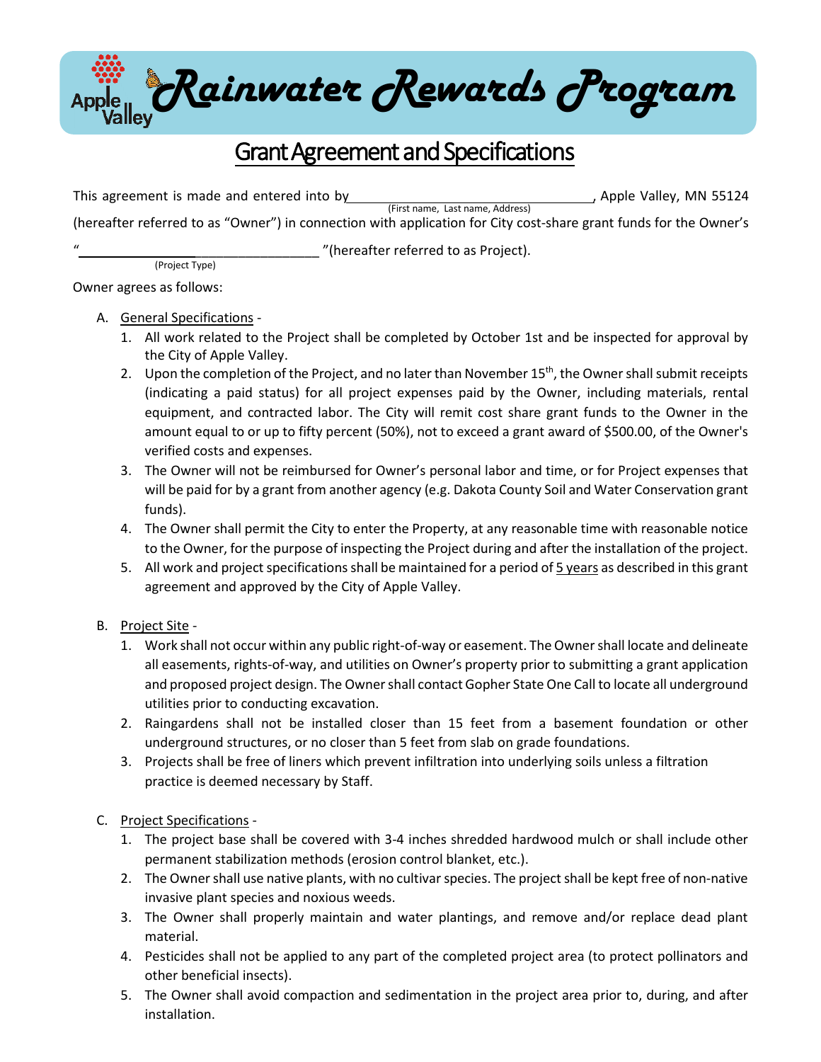# Rainwater Rewards Program

## Grant Agreement and Specifications

This agreement is made and entered into by ________________________________, Apple Valley, MN 55124
(First name, Last name, Address)
(hereafter referred to as "Owner") in connection with application for City cost-share grant funds for the Owner's "________________________________"(hereafter referred to as Project).
(Project Type)

Owner agrees as follows:

A. General Specifications -
   1. All work related to the Project shall be completed by October 1st and be inspected for approval by the City of Apple Valley.
   2. Upon the completion of the Project, and no later than November 15th, the Owner shall submit receipts (indicating a paid status) for all project expenses paid by the Owner, including materials, rental equipment, and contracted labor. The City will remit cost share grant funds to the Owner in the amount equal to or up to fifty percent (50%), not to exceed a grant award of $500.00, of the Owner's verified costs and expenses.
   3. The Owner will not be reimbursed for Owner's personal labor and time, or for Project expenses that will be paid for by a grant from another agency (e.g. Dakota County Soil and Water Conservation grant funds).
   4. The Owner shall permit the City to enter the Property, at any reasonable time with reasonable notice to the Owner, for the purpose of inspecting the Project during and after the installation of the project.
   5. All work and project specifications shall be maintained for a period of 5 years as described in this grant agreement and approved by the City of Apple Valley.

B. Project Site -
   1. Work shall not occur within any public right-of-way or easement. The Owner shall locate and delineate all easements, rights-of-way, and utilities on Owner's property prior to submitting a grant application and proposed project design. The Owner shall contact Gopher State One Call to locate all underground utilities prior to conducting excavation.
   2. Raingardens shall not be installed closer than 15 feet from a basement foundation or other underground structures, or no closer than 5 feet from slab on grade foundations.
   3. Projects shall be free of liners which prevent infiltration into underlying soils unless a filtration practice is deemed necessary by Staff.

C. Project Specifications -
   1. The project base shall be covered with 3-4 inches shredded hardwood mulch or shall include other permanent stabilization methods (erosion control blanket, etc.).
   2. The Owner shall use native plants, with no cultivar species. The project shall be kept free of non-native invasive plant species and noxious weeds.
   3. The Owner shall properly maintain and water plantings, and remove and/or replace dead plant material.
   4. Pesticides shall not be applied to any part of the completed project area (to protect pollinators and other beneficial insects).
   5. The Owner shall avoid compaction and sedimentation in the project area prior to, during, and after installation.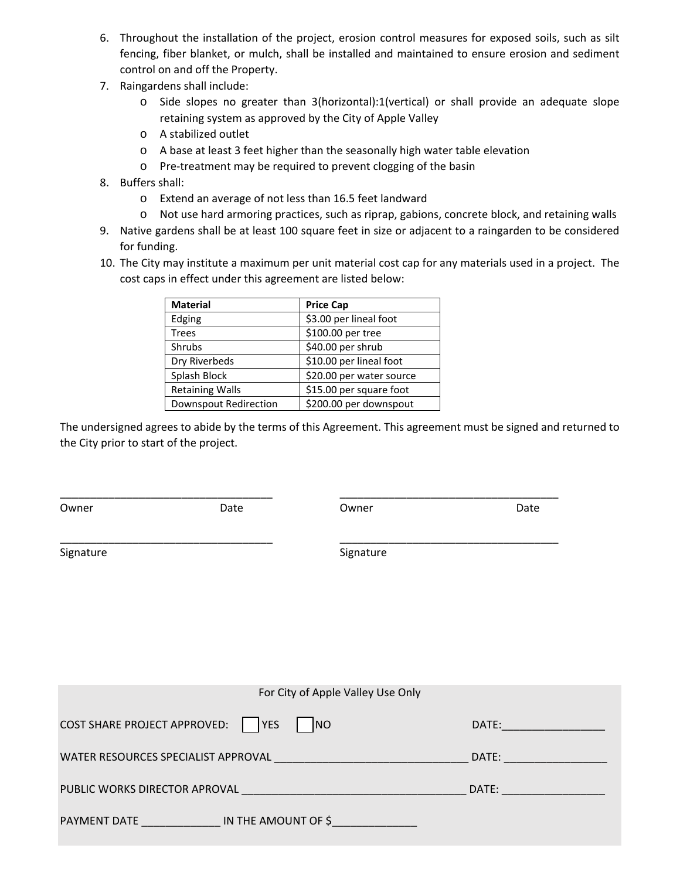6. Throughout the installation of the project, erosion control measures for exposed soils, such as silt fencing, fiber blanket, or mulch, shall be installed and maintained to ensure erosion and sediment control on and off the Property.
7. Raingardens shall include:
   - Side slopes no greater than 3(horizontal):1(vertical) or shall provide an adequate slope retaining system as approved by the City of Apple Valley
   - A stabilized outlet
   - A base at least 3 feet higher than the seasonally high water table elevation
   - Pre-treatment may be required to prevent clogging of the basin
8. Buffers shall:
   - Extend an average of not less than 16.5 feet landward
   - Not use hard armoring practices, such as riprap, gabions, concrete block, and retaining walls
9. Native gardens shall be at least 100 square feet in size or adjacent to a raingarden to be considered for funding.
10. The City may institute a maximum per unit material cost cap for any materials used in a project. The cost caps in effect under this agreement are listed below:

| Material | Price Cap |
|---|---|
| Edging | $3.00 per lineal foot |
| Trees | $100.00 per tree |
| Shrubs | $40.00 per shrub |
| Dry Riverbeds | $10.00 per lineal foot |
| Splash Block | $20.00 per water source |
| Retaining Walls | $15.00 per square foot |
| Downspout Redirection | $200.00 per downspout |

The undersigned agrees to abide by the terms of this Agreement. This agreement must be signed and returned to the City prior to start of the project.

_____________________________________ _____________________________________

Owner Date Owner Date

_____________________________________ _____________________________________

Signature Signature

For City of Apple Valley Use Only

COST SHARE PROJECT APPROVED: ☐ YES ☐ NO DATE:_________________

WATER RESOURCES SPECIALIST APPROVAL ________________________________ DATE: _________________

PUBLIC WORKS DIRECTOR APROVAL ______________________________________ DATE: _________________

PAYMENT DATE _____________ IN THE AMOUNT OF $______________